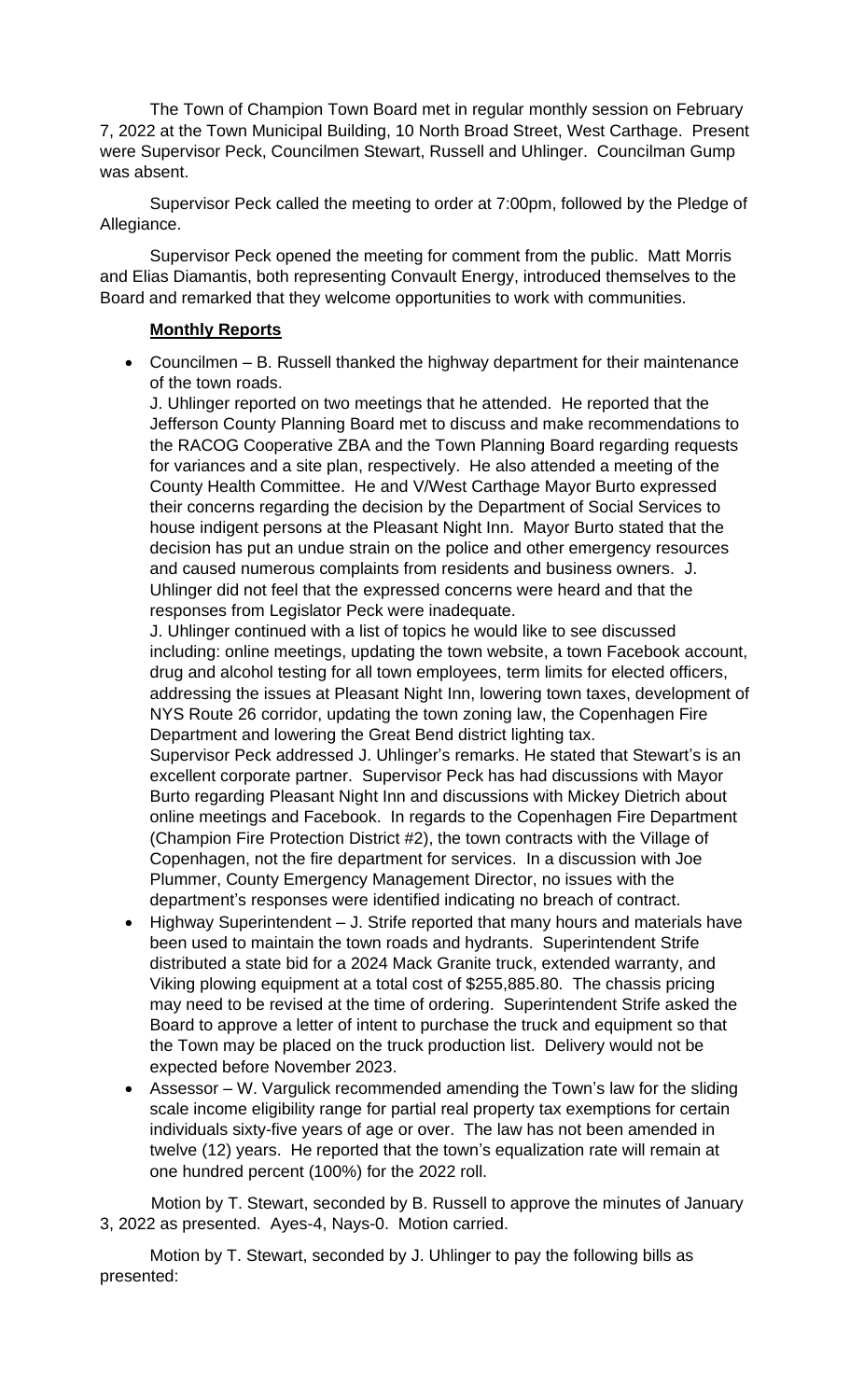The Town of Champion Town Board met in regular monthly session on February 7, 2022 at the Town Municipal Building, 10 North Broad Street, West Carthage. Present were Supervisor Peck, Councilmen Stewart, Russell and Uhlinger. Councilman Gump was absent.

Supervisor Peck called the meeting to order at 7:00pm, followed by the Pledge of Allegiance.

Supervisor Peck opened the meeting for comment from the public. Matt Morris and Elias Diamantis, both representing Convault Energy, introduced themselves to the Board and remarked that they welcome opportunities to work with communities.

**Monthly Reports**

- Councilmen – B. Russell thanked the highway department for their maintenance of the town roads.

  J. Uhlinger reported on two meetings that he attended. He reported that the Jefferson County Planning Board met to discuss and make recommendations to the RACOG Cooperative ZBA and the Town Planning Board regarding requests for variances and a site plan, respectively. He also attended a meeting of the County Health Committee. He and V/West Carthage Mayor Burto expressed their concerns regarding the decision by the Department of Social Services to house indigent persons at the Pleasant Night Inn. Mayor Burto stated that the decision has put an undue strain on the police and other emergency resources and caused numerous complaints from residents and business owners. J. Uhlinger did not feel that the expressed concerns were heard and that the responses from Legislator Peck were inadequate.

  J. Uhlinger continued with a list of topics he would like to see discussed including: online meetings, updating the town website, a town Facebook account, drug and alcohol testing for all town employees, term limits for elected officers, addressing the issues at Pleasant Night Inn, lowering town taxes, development of NYS Route 26 corridor, updating the town zoning law, the Copenhagen Fire Department and lowering the Great Bend district lighting tax.

  Supervisor Peck addressed J. Uhlinger's remarks. He stated that Stewart's is an excellent corporate partner. Supervisor Peck has had discussions with Mayor Burto regarding Pleasant Night Inn and discussions with Mickey Dietrich about online meetings and Facebook. In regards to the Copenhagen Fire Department (Champion Fire Protection District #2), the town contracts with the Village of Copenhagen, not the fire department for services. In a discussion with Joe Plummer, County Emergency Management Director, no issues with the department's responses were identified indicating no breach of contract.

- Highway Superintendent – J. Strife reported that many hours and materials have been used to maintain the town roads and hydrants. Superintendent Strife distributed a state bid for a 2024 Mack Granite truck, extended warranty, and Viking plowing equipment at a total cost of $255,885.80. The chassis pricing may need to be revised at the time of ordering. Superintendent Strife asked the Board to approve a letter of intent to purchase the truck and equipment so that the Town may be placed on the truck production list. Delivery would not be expected before November 2023.

- Assessor – W. Vargulick recommended amending the Town's law for the sliding scale income eligibility range for partial real property tax exemptions for certain individuals sixty-five years of age or over. The law has not been amended in twelve (12) years. He reported that the town's equalization rate will remain at one hundred percent (100%) for the 2022 roll.

Motion by T. Stewart, seconded by B. Russell to approve the minutes of January 3, 2022 as presented. Ayes-4, Nays-0. Motion carried.

Motion by T. Stewart, seconded by J. Uhlinger to pay the following bills as presented: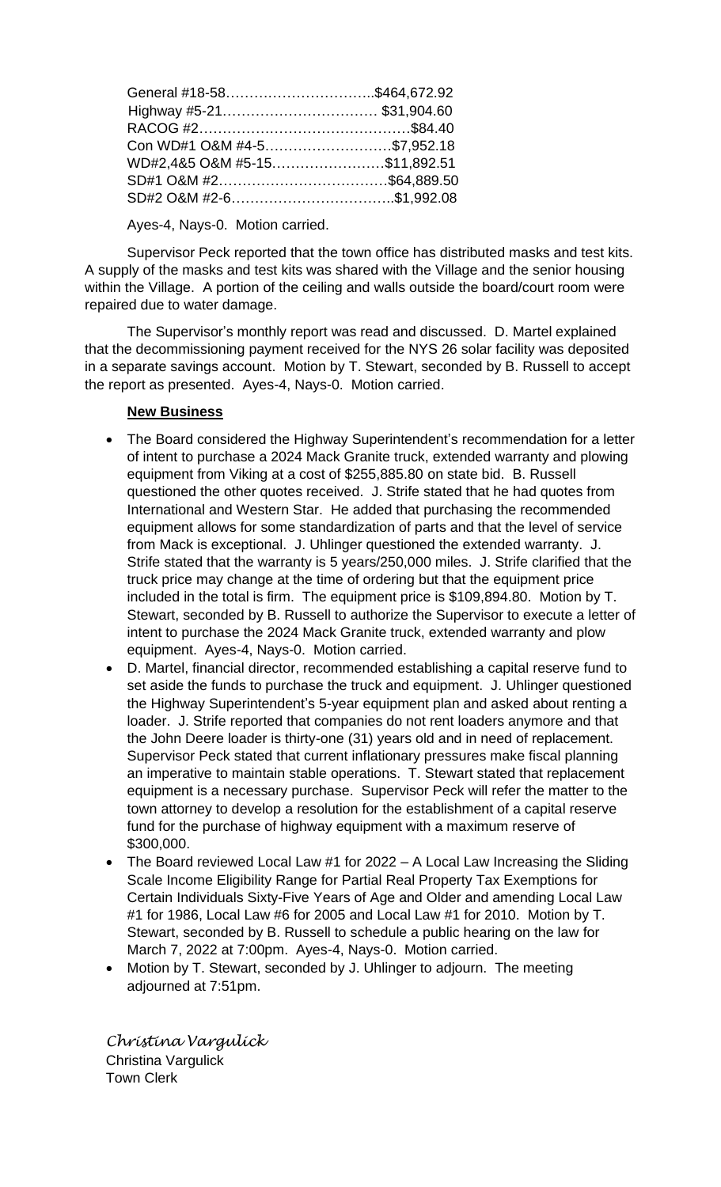General #18-58…………………………..$464,672.92
Highway #5-21…………………………… $31,904.60
RACOG #2……………………………………….$84.40
Con WD#1 O&M #4-5………………………$7,952.18
WD#2,4&5 O&M #5-15……………………$11,892.51
SD#1 O&M #2………………………………$64,889.50
SD#2 O&M #2-6……………………………..$1,992.08

Ayes-4, Nays-0. Motion carried.

Supervisor Peck reported that the town office has distributed masks and test kits. A supply of the masks and test kits was shared with the Village and the senior housing within the Village. A portion of the ceiling and walls outside the board/court room were repaired due to water damage.

The Supervisor's monthly report was read and discussed. D. Martel explained that the decommissioning payment received for the NYS 26 solar facility was deposited in a separate savings account. Motion by T. Stewart, seconded by B. Russell to accept the report as presented. Ayes-4, Nays-0. Motion carried.

**New Business**

- The Board considered the Highway Superintendent's recommendation for a letter of intent to purchase a 2024 Mack Granite truck, extended warranty and plowing equipment from Viking at a cost of $255,885.80 on state bid. B. Russell questioned the other quotes received. J. Strife stated that he had quotes from International and Western Star. He added that purchasing the recommended equipment allows for some standardization of parts and that the level of service from Mack is exceptional. J. Uhlinger questioned the extended warranty. J. Strife stated that the warranty is 5 years/250,000 miles. J. Strife clarified that the truck price may change at the time of ordering but that the equipment price included in the total is firm. The equipment price is $109,894.80. Motion by T. Stewart, seconded by B. Russell to authorize the Supervisor to execute a letter of intent to purchase the 2024 Mack Granite truck, extended warranty and plow equipment. Ayes-4, Nays-0. Motion carried.
- D. Martel, financial director, recommended establishing a capital reserve fund to set aside the funds to purchase the truck and equipment. J. Uhlinger questioned the Highway Superintendent's 5-year equipment plan and asked about renting a loader. J. Strife reported that companies do not rent loaders anymore and that the John Deere loader is thirty-one (31) years old and in need of replacement. Supervisor Peck stated that current inflationary pressures make fiscal planning an imperative to maintain stable operations. T. Stewart stated that replacement equipment is a necessary purchase. Supervisor Peck will refer the matter to the town attorney to develop a resolution for the establishment of a capital reserve fund for the purchase of highway equipment with a maximum reserve of $300,000.
- The Board reviewed Local Law #1 for 2022 – A Local Law Increasing the Sliding Scale Income Eligibility Range for Partial Real Property Tax Exemptions for Certain Individuals Sixty-Five Years of Age and Older and amending Local Law #1 for 1986, Local Law #6 for 2005 and Local Law #1 for 2010. Motion by T. Stewart, seconded by B. Russell to schedule a public hearing on the law for March 7, 2022 at 7:00pm. Ayes-4, Nays-0. Motion carried.
- Motion by T. Stewart, seconded by J. Uhlinger to adjourn. The meeting adjourned at 7:51pm.

*Christina Vargulick*
Christina Vargulick
Town Clerk